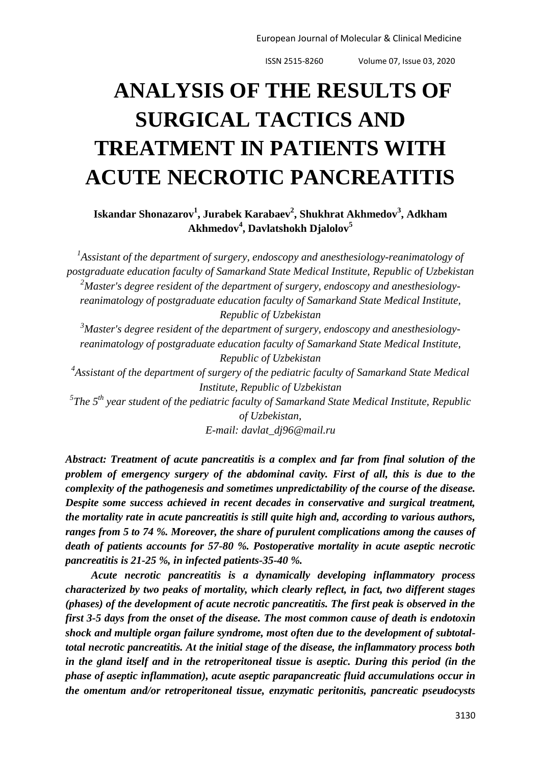# ANALYSIS OF THE RESULTS OF SURGICAL TACTICS AND TREATMENT IN PATIENTS WITH ACUTE NECROTIC PANCREATITIS

**Iskandar Shonazarov[1], Jurabek Karabaev[2], Shukhrat Akhmedov[3], Adkham Akhmedov[4], Davlatshokh Djalolov[5]**

*[1]Assistant of the department of surgery, endoscopy and anesthesiology-reanimatology of postgraduate education faculty of Samarkand State Medical Institute, Republic of Uzbekistan*
*[2]Master's degree resident of the department of surgery, endoscopy and anesthesiology-reanimatology of postgraduate education faculty of Samarkand State Medical Institute, Republic of Uzbekistan*
*[3]Master's degree resident of the department of surgery, endoscopy and anesthesiology-reanimatology of postgraduate education faculty of Samarkand State Medical Institute, Republic of Uzbekistan*
*[4]Assistant of the department of surgery of the pediatric faculty of Samarkand State Medical Institute, Republic of Uzbekistan*
*[5]The 5th year student of the pediatric faculty of Samarkand State Medical Institute, Republic of Uzbekistan,*
*E-mail: davlat_dj96@mail.ru*

***Abstract: Treatment of acute pancreatitis is a complex and far from final solution of the problem of emergency surgery of the abdominal cavity. First of all, this is due to the complexity of the pathogenesis and sometimes unpredictability of the course of the disease. Despite some success achieved in recent decades in conservative and surgical treatment, the mortality rate in acute pancreatitis is still quite high and, according to various authors, ranges from 5 to 74 %. Moreover, the share of purulent complications among the causes of death of patients accounts for 57-80 %. Postoperative mortality in acute aseptic necrotic pancreatitis is 21-25 %, in infected patients-35-40 %.***

***Acute necrotic pancreatitis is a dynamically developing inflammatory process characterized by two peaks of mortality, which clearly reflect, in fact, two different stages (phases) of the development of acute necrotic pancreatitis. The first peak is observed in the first 3-5 days from the onset of the disease. The most common cause of death is endotoxin shock and multiple organ failure syndrome, most often due to the development of subtotal-total necrotic pancreatitis. At the initial stage of the disease, the inflammatory process both in the gland itself and in the retroperitoneal tissue is aseptic. During this period (in the phase of aseptic inflammation), acute aseptic parapancreatic fluid accumulations occur in the omentum and/or retroperitoneal tissue, enzymatic peritonitis, pancreatic pseudocysts***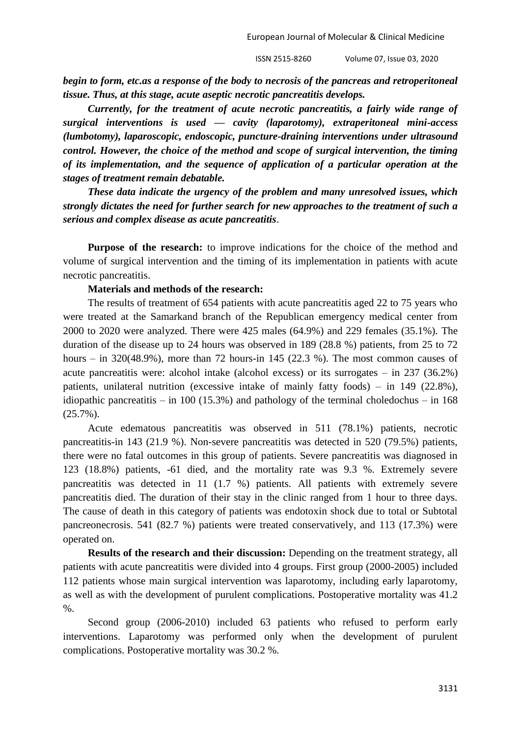***begin to form, etc.as a response of the body to necrosis of the pancreas and retroperitoneal tissue. Thus, at this stage, acute aseptic necrotic pancreatitis develops.***

***Currently, for the treatment of acute necrotic pancreatitis, a fairly wide range of surgical interventions is used — cavity (laparotomy), extraperitoneal mini-access (lumbotomy), laparoscopic, endoscopic, puncture-draining interventions under ultrasound control. However, the choice of the method and scope of surgical intervention, the timing of its implementation, and the sequence of application of a particular operation at the stages of treatment remain debatable.***

***These data indicate the urgency of the problem and many unresolved issues, which strongly dictates the need for further search for new approaches to the treatment of such a serious and complex disease as acute pancreatitis***.

**Purpose of the research:** to improve indications for the choice of the method and volume of surgical intervention and the timing of its implementation in patients with acute necrotic pancreatitis.

**Materials and methods of the research:**

The results of treatment of 654 patients with acute pancreatitis aged 22 to 75 years who were treated at the Samarkand branch of the Republican emergency medical center from 2000 to 2020 were analyzed. There were 425 males (64.9%) and 229 females (35.1%). The duration of the disease up to 24 hours was observed in 189 (28.8 %) patients, from 25 to 72 hours – in 320(48.9%), more than 72 hours-in 145 (22.3 %). The most common causes of acute pancreatitis were: alcohol intake (alcohol excess) or its surrogates – in 237 (36.2%) patients, unilateral nutrition (excessive intake of mainly fatty foods) – in 149 (22.8%), idiopathic pancreatitis – in 100 (15.3%) and pathology of the terminal choledochus – in 168 (25.7%).

Acute edematous pancreatitis was observed in 511 (78.1%) patients, necrotic pancreatitis-in 143 (21.9 %). Non-severe pancreatitis was detected in 520 (79.5%) patients, there were no fatal outcomes in this group of patients. Severe pancreatitis was diagnosed in 123 (18.8%) patients, -61 died, and the mortality rate was 9.3 %. Extremely severe pancreatitis was detected in 11 (1.7 %) patients. All patients with extremely severe pancreatitis died. The duration of their stay in the clinic ranged from 1 hour to three days. The cause of death in this category of patients was endotoxin shock due to total or Subtotal pancreonecrosis. 541 (82.7 %) patients were treated conservatively, and 113 (17.3%) were operated on.

**Results of the research and their discussion:** Depending on the treatment strategy, all patients with acute pancreatitis were divided into 4 groups. First group (2000-2005) included 112 patients whose main surgical intervention was laparotomy, including early laparotomy, as well as with the development of purulent complications. Postoperative mortality was 41.2 %.

Second group (2006-2010) included 63 patients who refused to perform early interventions. Laparotomy was performed only when the development of purulent complications. Postoperative mortality was 30.2 %.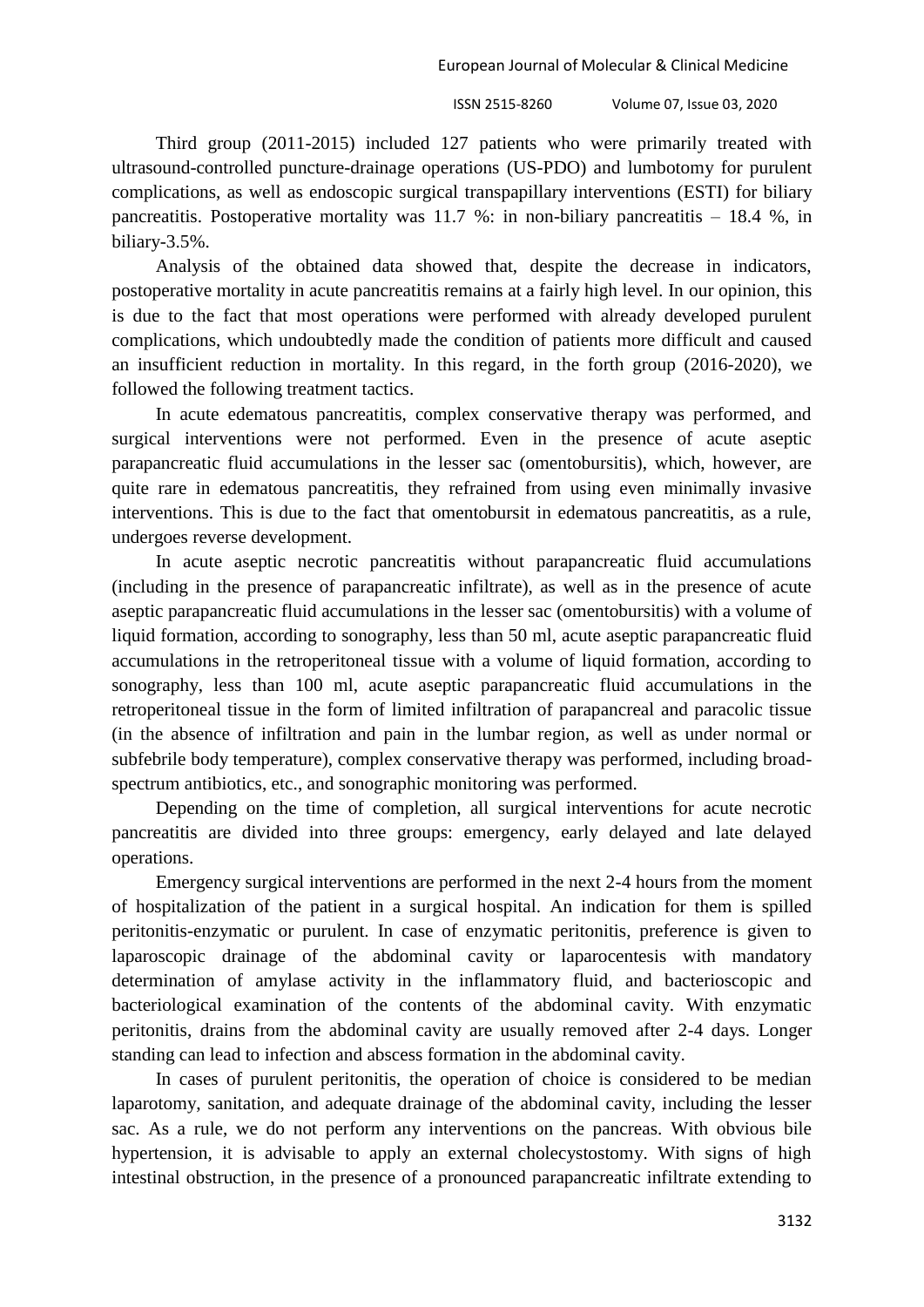Third group (2011-2015) included 127 patients who were primarily treated with ultrasound-controlled puncture-drainage operations (US-PDO) and lumbotomy for purulent complications, as well as endoscopic surgical transpapillary interventions (ESTI) for biliary pancreatitis. Postoperative mortality was 11.7 %: in non-biliary pancreatitis – 18.4 %, in biliary-3.5%.

Analysis of the obtained data showed that, despite the decrease in indicators, postoperative mortality in acute pancreatitis remains at a fairly high level. In our opinion, this is due to the fact that most operations were performed with already developed purulent complications, which undoubtedly made the condition of patients more difficult and caused an insufficient reduction in mortality. In this regard, in the forth group (2016-2020), we followed the following treatment tactics.

In acute edematous pancreatitis, complex conservative therapy was performed, and surgical interventions were not performed. Even in the presence of acute aseptic parapancreatic fluid accumulations in the lesser sac (omentobursitis), which, however, are quite rare in edematous pancreatitis, they refrained from using even minimally invasive interventions. This is due to the fact that omentobursit in edematous pancreatitis, as a rule, undergoes reverse development.

In acute aseptic necrotic pancreatitis without parapancreatic fluid accumulations (including in the presence of parapancreatic infiltrate), as well as in the presence of acute aseptic parapancreatic fluid accumulations in the lesser sac (omentobursitis) with a volume of liquid formation, according to sonography, less than 50 ml, acute aseptic parapancreatic fluid accumulations in the retroperitoneal tissue with a volume of liquid formation, according to sonography, less than 100 ml, acute aseptic parapancreatic fluid accumulations in the retroperitoneal tissue in the form of limited infiltration of parapancreal and paracolic tissue (in the absence of infiltration and pain in the lumbar region, as well as under normal or subfebrile body temperature), complex conservative therapy was performed, including broad-spectrum antibiotics, etc., and sonographic monitoring was performed.

Depending on the time of completion, all surgical interventions for acute necrotic pancreatitis are divided into three groups: emergency, early delayed and late delayed operations.

Emergency surgical interventions are performed in the next 2-4 hours from the moment of hospitalization of the patient in a surgical hospital. An indication for them is spilled peritonitis-enzymatic or purulent. In case of enzymatic peritonitis, preference is given to laparoscopic drainage of the abdominal cavity or laparocentesis with mandatory determination of amylase activity in the inflammatory fluid, and bacterioscopic and bacteriological examination of the contents of the abdominal cavity. With enzymatic peritonitis, drains from the abdominal cavity are usually removed after 2-4 days. Longer standing can lead to infection and abscess formation in the abdominal cavity.

In cases of purulent peritonitis, the operation of choice is considered to be median laparotomy, sanitation, and adequate drainage of the abdominal cavity, including the lesser sac. As a rule, we do not perform any interventions on the pancreas. With obvious bile hypertension, it is advisable to apply an external cholecystostomy. With signs of high intestinal obstruction, in the presence of a pronounced parapancreatic infiltrate extending to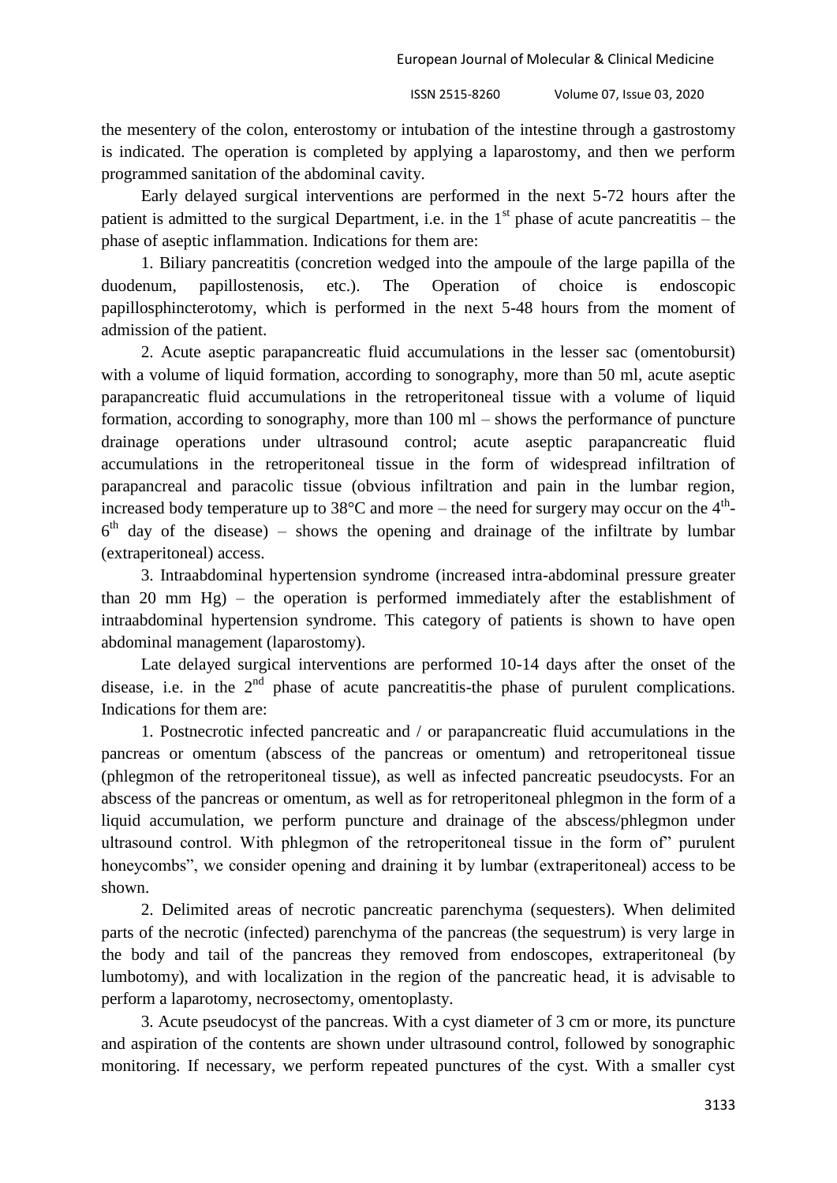the mesentery of the colon, enterostomy or intubation of the intestine through a gastrostomy is indicated. The operation is completed by applying a laparostomy, and then we perform programmed sanitation of the abdominal cavity.

Early delayed surgical interventions are performed in the next 5-72 hours after the patient is admitted to the surgical Department, i.e. in the 1st phase of acute pancreatitis – the phase of aseptic inflammation. Indications for them are:

1. Biliary pancreatitis (concretion wedged into the ampoule of the large papilla of the duodenum, papillostenosis, etc.). The Operation of choice is endoscopic papillosphincterotomy, which is performed in the next 5-48 hours from the moment of admission of the patient.

2. Acute aseptic parapancreatic fluid accumulations in the lesser sac (omentobursit) with a volume of liquid formation, according to sonography, more than 50 ml, acute aseptic parapancreatic fluid accumulations in the retroperitoneal tissue with a volume of liquid formation, according to sonography, more than 100 ml – shows the performance of puncture drainage operations under ultrasound control; acute aseptic parapancreatic fluid accumulations in the retroperitoneal tissue in the form of widespread infiltration of parapancreal and paracolic tissue (obvious infiltration and pain in the lumbar region, increased body temperature up to 38°C and more – the need for surgery may occur on the 4th-6th day of the disease) – shows the opening and drainage of the infiltrate by lumbar (extraperitoneal) access.

3. Intraabdominal hypertension syndrome (increased intra-abdominal pressure greater than 20 mm Hg) – the operation is performed immediately after the establishment of intraabdominal hypertension syndrome. This category of patients is shown to have open abdominal management (laparostomy).

Late delayed surgical interventions are performed 10-14 days after the onset of the disease, i.e. in the 2nd phase of acute pancreatitis-the phase of purulent complications. Indications for them are:

1. Postnecrotic infected pancreatic and / or parapancreatic fluid accumulations in the pancreas or omentum (abscess of the pancreas or omentum) and retroperitoneal tissue (phlegmon of the retroperitoneal tissue), as well as infected pancreatic pseudocysts. For an abscess of the pancreas or omentum, as well as for retroperitoneal phlegmon in the form of a liquid accumulation, we perform puncture and drainage of the abscess/phlegmon under ultrasound control. With phlegmon of the retroperitoneal tissue in the form of" purulent honeycombs", we consider opening and draining it by lumbar (extraperitoneal) access to be shown.

2. Delimited areas of necrotic pancreatic parenchyma (sequesters). When delimited parts of the necrotic (infected) parenchyma of the pancreas (the sequestrum) is very large in the body and tail of the pancreas they removed from endoscopes, extraperitoneal (by lumbotomy), and with localization in the region of the pancreatic head, it is advisable to perform a laparotomy, necrosectomy, omentoplasty.

3. Acute pseudocyst of the pancreas. With a cyst diameter of 3 cm or more, its puncture and aspiration of the contents are shown under ultrasound control, followed by sonographic monitoring. If necessary, we perform repeated punctures of the cyst. With a smaller cyst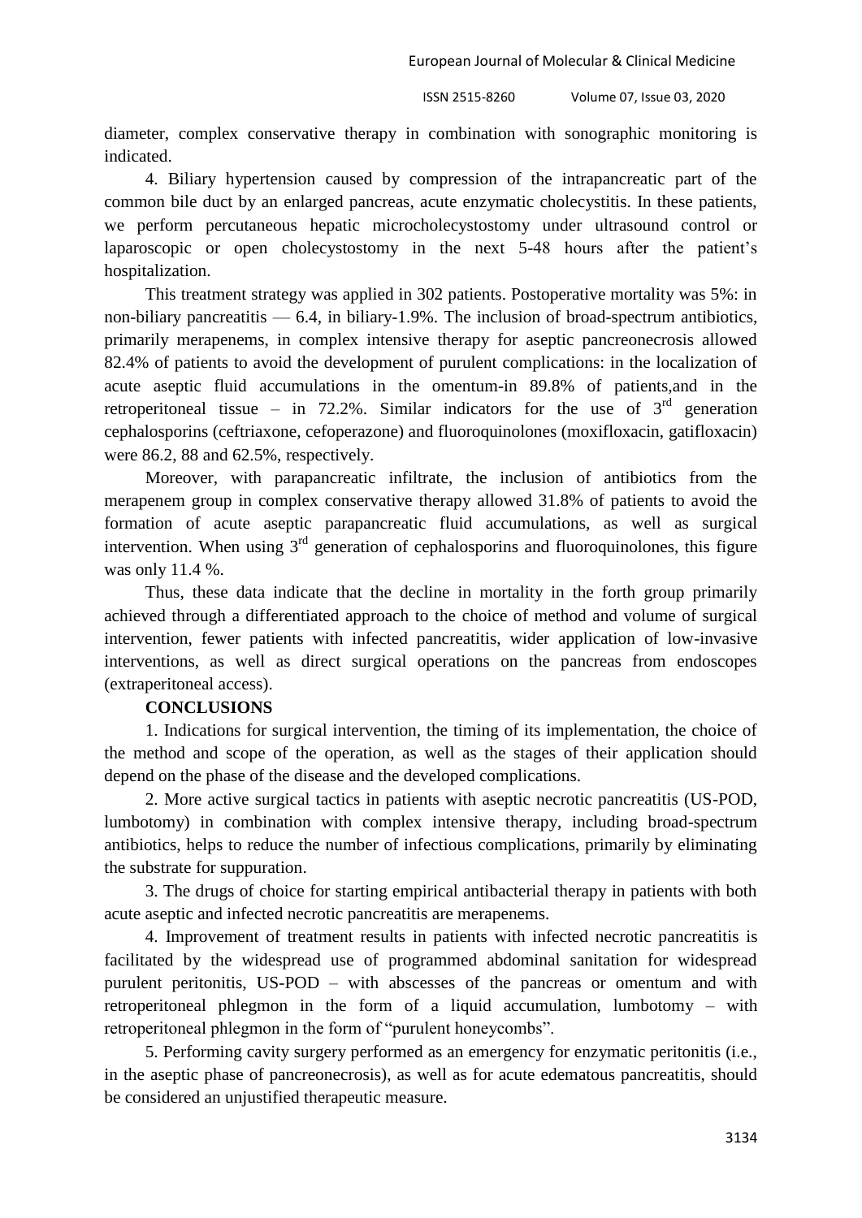diameter, complex conservative therapy in combination with sonographic monitoring is indicated.

4. Biliary hypertension caused by compression of the intrapancreatic part of the common bile duct by an enlarged pancreas, acute enzymatic cholecystitis. In these patients, we perform percutaneous hepatic microcholecystostomy under ultrasound control or laparoscopic or open cholecystostomy in the next 5-48 hours after the patient's hospitalization.

This treatment strategy was applied in 302 patients. Postoperative mortality was 5%: in non-biliary pancreatitis — 6.4, in biliary-1.9%. The inclusion of broad-spectrum antibiotics, primarily merapenems, in complex intensive therapy for aseptic pancreonecrosis allowed 82.4% of patients to avoid the development of purulent complications: in the localization of acute aseptic fluid accumulations in the omentum-in 89.8% of patients,and in the retroperitoneal tissue – in 72.2%. Similar indicators for the use of 3$^{rd}$ generation cephalosporins (ceftriaxone, cefoperazone) and fluoroquinolones (moxifloxacin, gatifloxacin) were 86.2, 88 and 62.5%, respectively.

Moreover, with parapancreatic infiltrate, the inclusion of antibiotics from the merapenem group in complex conservative therapy allowed 31.8% of patients to avoid the formation of acute aseptic parapancreatic fluid accumulations, as well as surgical intervention. When using 3$^{rd}$ generation of cephalosporins and fluoroquinolones, this figure was only 11.4 %.

Thus, these data indicate that the decline in mortality in the forth group primarily achieved through a differentiated approach to the choice of method and volume of surgical intervention, fewer patients with infected pancreatitis, wider application of low-invasive interventions, as well as direct surgical operations on the pancreas from endoscopes (extraperitoneal access).

**CONCLUSIONS**

1. Indications for surgical intervention, the timing of its implementation, the choice of the method and scope of the operation, as well as the stages of their application should depend on the phase of the disease and the developed complications.

2. More active surgical tactics in patients with aseptic necrotic pancreatitis (US-POD, lumbotomy) in combination with complex intensive therapy, including broad-spectrum antibiotics, helps to reduce the number of infectious complications, primarily by eliminating the substrate for suppuration.

3. The drugs of choice for starting empirical antibacterial therapy in patients with both acute aseptic and infected necrotic pancreatitis are merapenems.

4. Improvement of treatment results in patients with infected necrotic pancreatitis is facilitated by the widespread use of programmed abdominal sanitation for widespread purulent peritonitis, US-POD – with abscesses of the pancreas or omentum and with retroperitoneal phlegmon in the form of a liquid accumulation, lumbotomy – with retroperitoneal phlegmon in the form of "purulent honeycombs".

5. Performing cavity surgery performed as an emergency for enzymatic peritonitis (i.e., in the aseptic phase of pancreonecrosis), as well as for acute edematous pancreatitis, should be considered an unjustified therapeutic measure.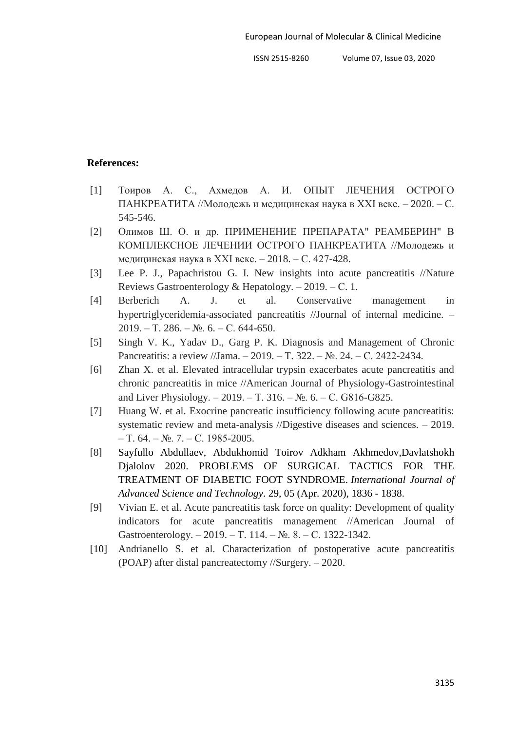**References:**

[1] Тоиров А. С., Ахмедов А. И. ОПЫТ ЛЕЧЕНИЯ ОСТРОГО ПАНКРЕАТИТА //Молодежь и медицинская наука в XXI веке. – 2020. – С. 545-546.

[2] Олимов Ш. О. и др. ПРИМЕНЕНИЕ ПРЕПАРАТА" РЕАМБЕРИН" В КОМПЛЕКСНОЕ ЛЕЧЕНИИ ОСТРОГО ПАНКРЕАТИТА //Молодежь и медицинская наука в XXI веке. – 2018. – С. 427-428.

[3] Lee P. J., Papachristou G. I. New insights into acute pancreatitis //Nature Reviews Gastroenterology & Hepatology. – 2019. – С. 1.

[4] Berberich A. J. et al. Conservative management in hypertriglyceridemia-associated pancreatitis //Journal of internal medicine. – 2019. – Т. 286. – №. 6. – С. 644-650.

[5] Singh V. K., Yadav D., Garg P. K. Diagnosis and Management of Chronic Pancreatitis: a review //Jama. – 2019. – Т. 322. – №. 24. – С. 2422-2434.

[6] Zhan X. et al. Elevated intracellular trypsin exacerbates acute pancreatitis and chronic pancreatitis in mice //American Journal of Physiology-Gastrointestinal and Liver Physiology. – 2019. – Т. 316. – №. 6. – С. G816-G825.

[7] Huang W. et al. Exocrine pancreatic insufficiency following acute pancreatitis: systematic review and meta-analysis //Digestive diseases and sciences. – 2019. – Т. 64. – №. 7. – С. 1985-2005.

[8] Sayfullo Abdullaev, Abdukhomid Toirov Adkham Akhmedov,Davlatshokh Djalolov 2020. PROBLEMS OF SURGICAL TACTICS FOR THE TREATMENT OF DIABETIC FOOT SYNDROME. *International Journal of Advanced Science and Technology*. 29, 05 (Apr. 2020), 1836 - 1838.

[9] Vivian E. et al. Acute pancreatitis task force on quality: Development of quality indicators for acute pancreatitis management //American Journal of Gastroenterology. – 2019. – Т. 114. – №. 8. – С. 1322-1342.

[10] Andrianello S. et al. Characterization of postoperative acute pancreatitis (POAP) after distal pancreatectomy //Surgery. – 2020.